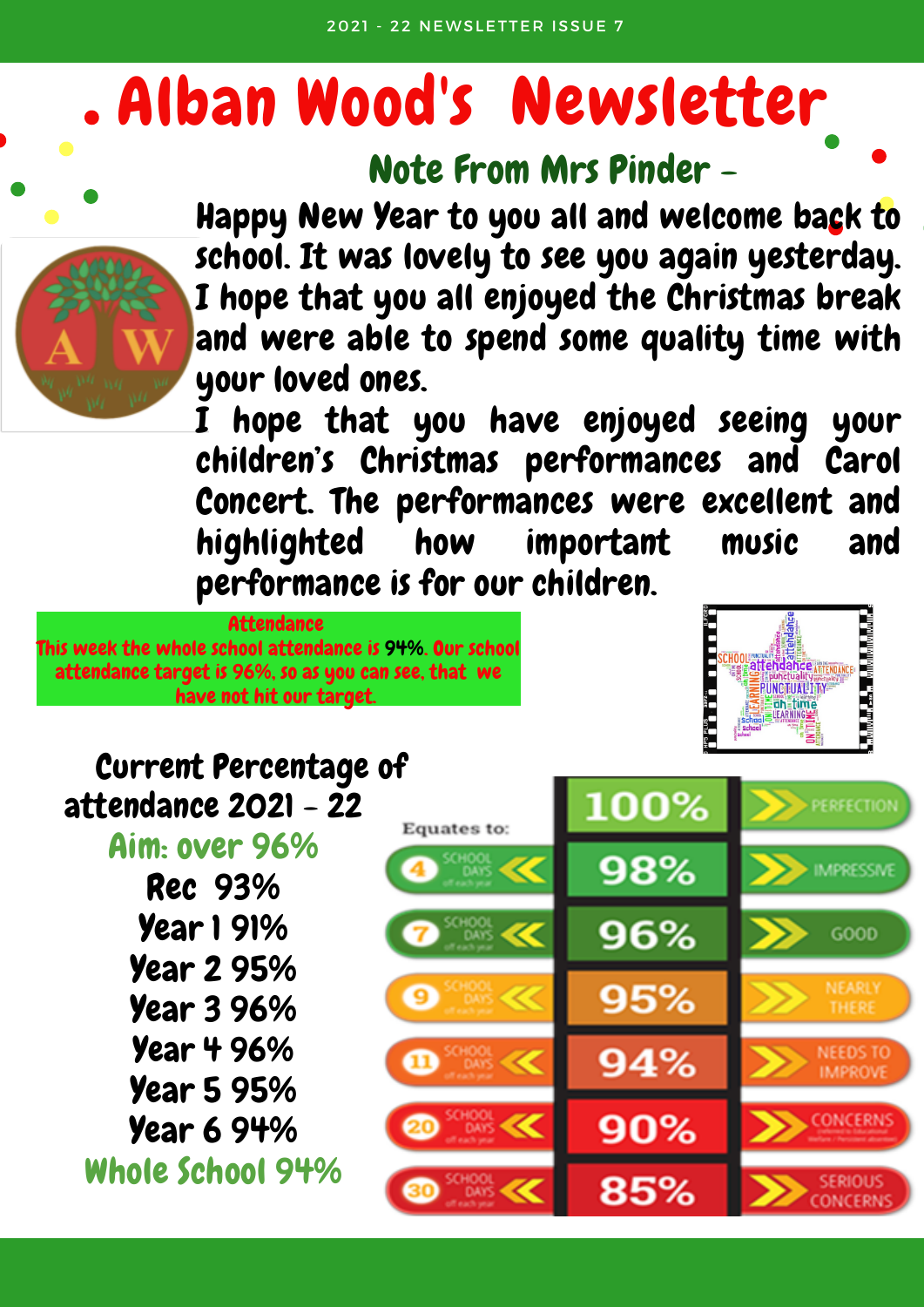# Alban Wood's Newsletter

## Note From Mrs Pinder –

Happy New Year to you all and welcome back to school. It was lovely to see you again yesterday. I hope that you all enjoyed the Christmas break and were able to spend some quality time with your loved ones.

I hope that you have enjoyed seeing your children's Christmas performances and Carol Concert. The performances were excellent and highlighted how important music and performance is for our children.

**Attendance**

This week the whole school attendance is 94%. Our school attendance target is 96%, so as you can see, that we have not hit our target.

### Current Percentage of attendance 2021 – 22

Aim: over 96%

- Rec 93%
- Year 1 91%
- Year 2 95%
- Year 3 96%
- Year 4 96%
- Year 5 95%
- Year 6 94%

**Whole School 94%**

| Equates to: | | |
| --- | --- | --- |
| | 100% | PERFECTION |
| 4 SCHOOL DAYS off each year | 98% | IMPRESSIVE |
| 7 SCHOOL DAYS off each year | 96% | GOOD |
| 9 SCHOOL DAYS off each year | 95% | NEARLY THERE |
| 11 SCHOOL DAYS off each year | 94% | NEEDS TO IMPROVE |
| 20 SCHOOL DAYS off each year | 90% | CONCERNS |
| 30 SCHOOL DAYS off each year | 85% | SERIOUS CONCERNS |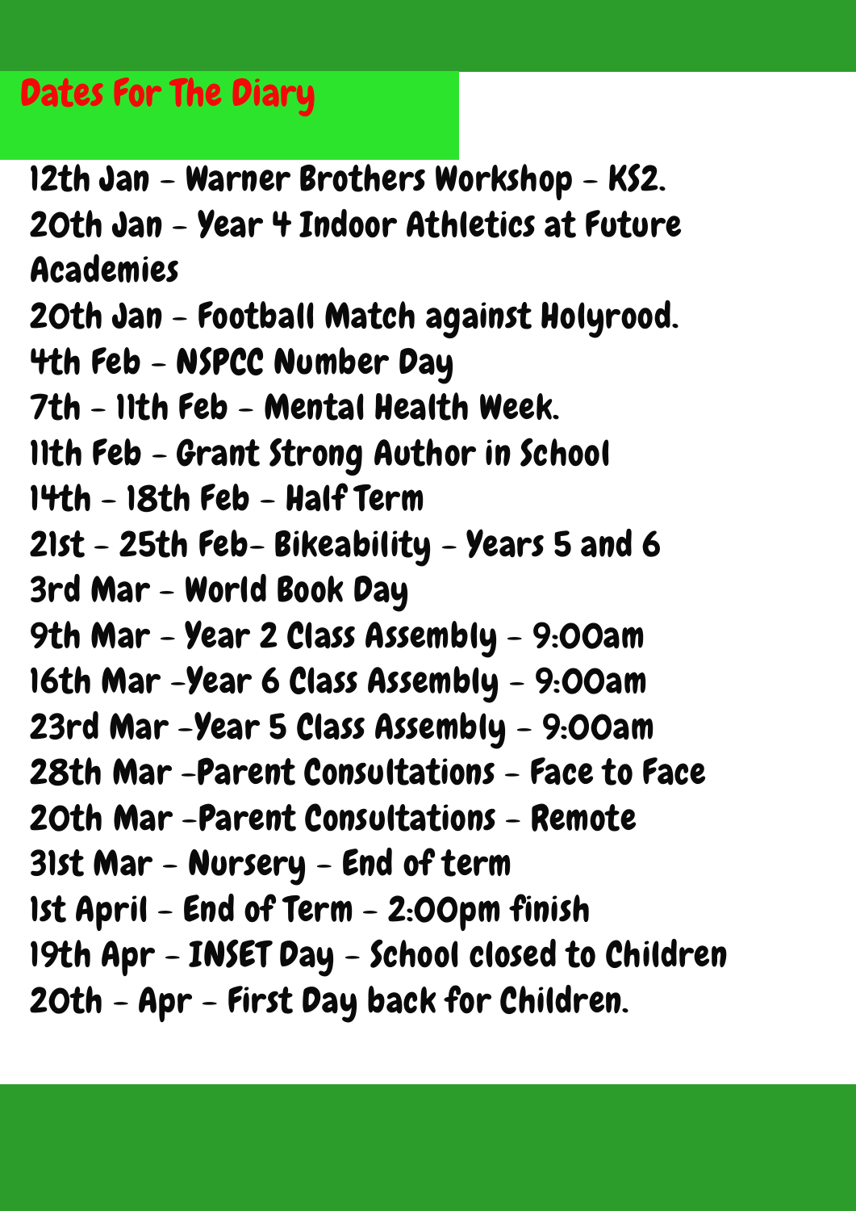## Dates For The Diary

12th Jan - Warner Brothers Workshop - KS2.
20th Jan - Year 4 Indoor Athletics at Future Academies
20th Jan - Football Match against Holyrood.
4th Feb - NSPCC Number Day
7th - 11th Feb - Mental Health Week.
11th Feb - Grant Strong Author in School
14th - 18th Feb - Half Term
21st - 25th Feb- Bikeability - Years 5 and 6
3rd Mar - World Book Day
9th Mar - Year 2 Class Assembly - 9:00am
16th Mar -Year 6 Class Assembly - 9:00am
23rd Mar -Year 5 Class Assembly - 9:00am
28th Mar -Parent Consultations - Face to Face
20th Mar -Parent Consultations - Remote
31st Mar - Nursery - End of term
1st April - End of Term - 2:00pm finish
19th Apr - INSET Day - School closed to Children
20th - Apr - First Day back for Children.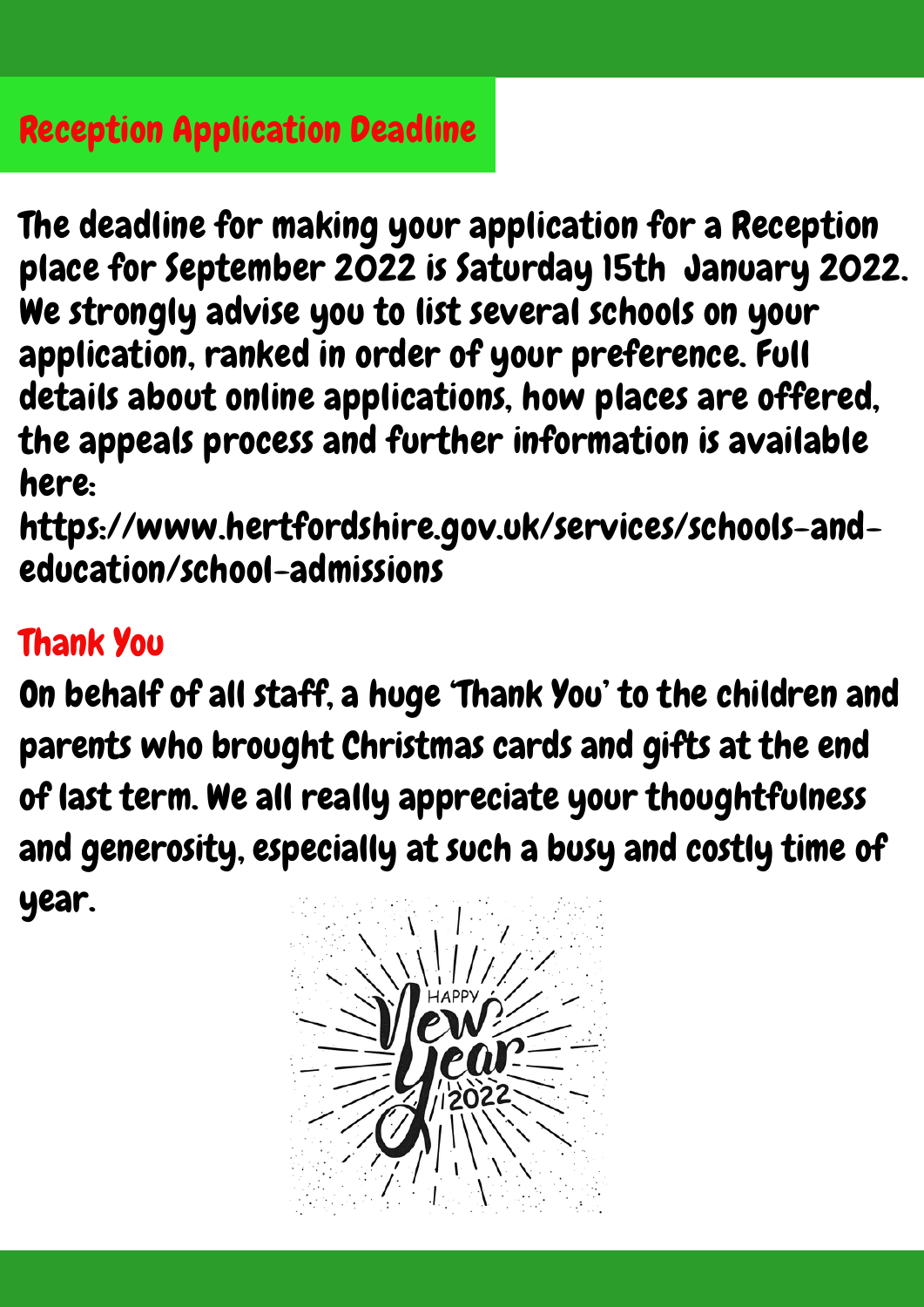## Reception Application Deadline

The deadline for making your application for a Reception place for September 2022 is Saturday 15th January 2022. We strongly advise you to list several schools on your application, ranked in order of your preference. Full details about online applications, how places are offered, the appeals process and further information is available here:
https://www.hertfordshire.gov.uk/services/schools-and-education/school-admissions

## Thank You

On behalf of all staff, a huge 'Thank You' to the children and parents who brought Christmas cards and gifts at the end of last term. We all really appreciate your thoughtfulness and generosity, especially at such a busy and costly time of year.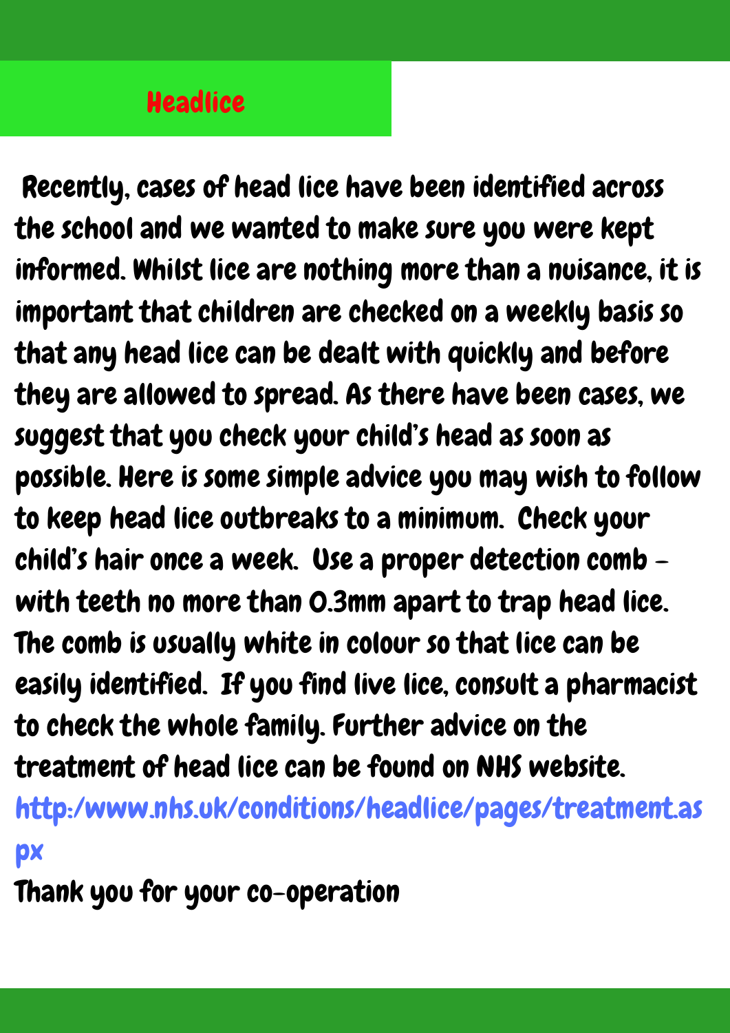# Headlice

Recently, cases of head lice have been identified across the school and we wanted to make sure you were kept informed. Whilst lice are nothing more than a nuisance, it is important that children are checked on a weekly basis so that any head lice can be dealt with quickly and before they are allowed to spread. As there have been cases, we suggest that you check your child's head as soon as possible. Here is some simple advice you may wish to follow to keep head lice outbreaks to a minimum. Check your child's hair once a week. Use a proper detection comb – with teeth no more than 0.3mm apart to trap head lice. The comb is usually white in colour so that lice can be easily identified. If you find live lice, consult a pharmacist to check the whole family. Further advice on the treatment of head lice can be found on NHS website.

http:/www.nhs.uk/conditions/headlice/pages/treatment.aspx

Thank you for your co-operation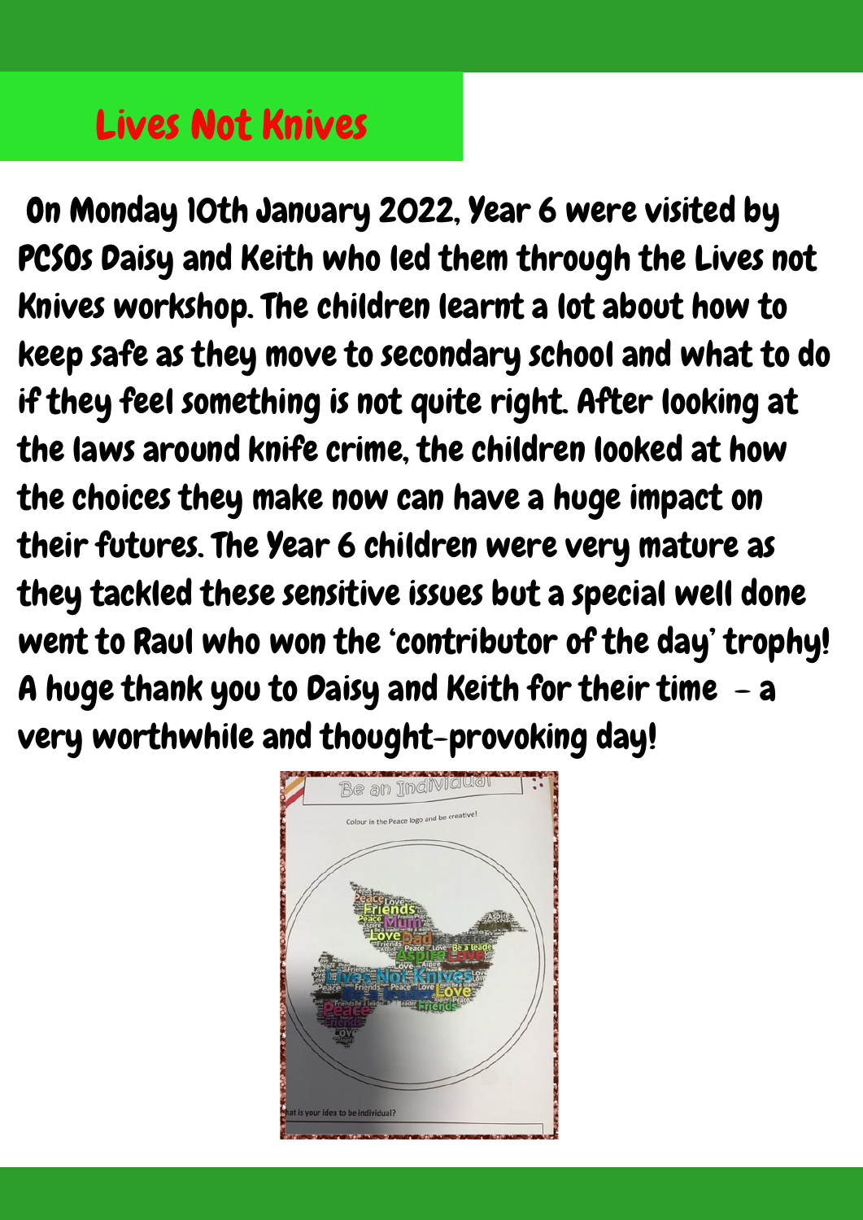## Lives Not Knives

On Monday 10th January 2022, Year 6 were visited by PCSOs Daisy and Keith who led them through the Lives not Knives workshop. The children learnt a lot about how to keep safe as they move to secondary school and what to do if they feel something is not quite right. After looking at the laws around knife crime, the children looked at how the choices they make now can have a huge impact on their futures. The Year 6 children were very mature as they tackled these sensitive issues but a special well done went to Raul who won the 'contributor of the day' trophy! A huge thank you to Daisy and Keith for their time – a very worthwhile and thought-provoking day!